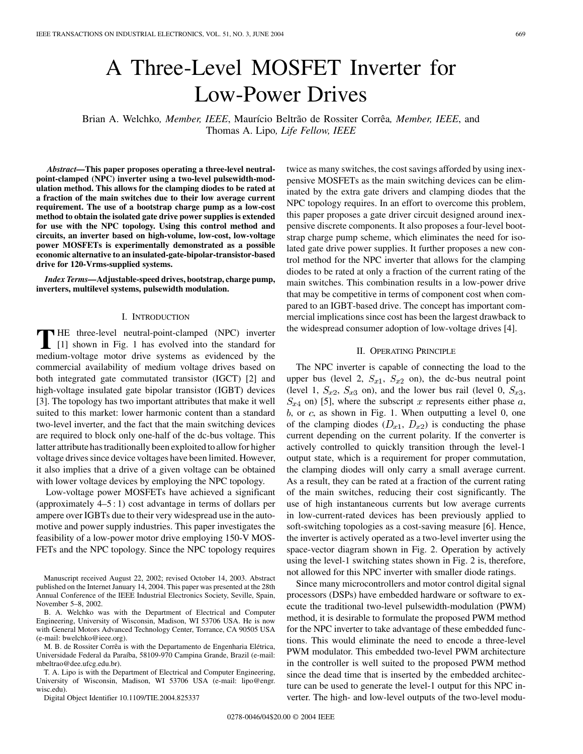# A Three-Level MOSFET Inverter for Low-Power Drives

Brian A. Welchko, *Member, IEEE*, Maurício Beltrão de Rossiter Corrêa, *Member, IEEE*, and Thomas A. Lipo, *Life Fellow, IEEE*

***Abstract*—This paper proposes operating a three-level neutral-point-clamped (NPC) inverter using a two-level pulsewidth-modulation method. This allows for the clamping diodes to be rated at a fraction of the main switches due to their low average current requirement. The use of a bootstrap charge pump as a low-cost method to obtain the isolated gate drive power supplies is extended for use with the NPC topology. Using this control method and circuits, an inverter based on high-volume, low-cost, low-voltage power MOSFETs is experimentally demonstrated as a possible economic alternative to an insulated-gate-bipolar-transistor-based drive for 120-Vrms-supplied systems.**

***Index Terms*—Adjustable-speed drives, bootstrap, charge pump, inverters, multilevel systems, pulsewidth modulation.**

## I. Introduction

The three-level neutral-point-clamped (NPC) inverter [1] shown in Fig. 1 has evolved into the standard for medium-voltage motor drive systems as evidenced by the commercial availability of medium voltage drives based on both integrated gate commutated transistor (IGCT) [2] and high-voltage insulated gate bipolar transistor (IGBT) devices [3]. The topology has two important attributes that make it well suited to this market: lower harmonic content than a standard two-level inverter, and the fact that the main switching devices are required to block only one-half of the dc-bus voltage. This latter attribute has traditionally been exploited to allow for higher voltage drives since device voltages have been limited. However, it also implies that a drive of a given voltage can be obtained with lower voltage devices by employing the NPC topology.

Low-voltage power MOSFETs have achieved a significant (approximately 4–5 : 1) cost advantage in terms of dollars per ampere over IGBTs due to their very widespread use in the automotive and power supply industries. This paper investigates the feasibility of a low-power motor drive employing 150-V MOSFETs and the NPC topology. Since the NPC topology requires twice as many switches, the cost savings afforded by using inexpensive MOSFETs as the main switching devices can be eliminated by the extra gate drivers and clamping diodes that the NPC topology requires. In an effort to overcome this problem, this paper proposes a gate driver circuit designed around inexpensive discrete components. It also proposes a four-level bootstrap charge pump scheme, which eliminates the need for isolated gate drive power supplies. It further proposes a new control method for the NPC inverter that allows for the clamping diodes to be rated at only a fraction of the current rating of the main switches. This combination results in a low-power drive that may be competitive in terms of component cost when compared to an IGBT-based drive. The concept has important commercial implications since cost has been the largest drawback to the widespread consumer adoption of low-voltage drives [4].

## II. Operating Principle

The NPC inverter is capable of connecting the load to the upper bus (level 2, $S_{x1}$, $S_{x2}$ on), the dc-bus neutral point (level 1, $S_{x2}$, $S_{x3}$ on), and the lower bus rail (level 0, $S_{x3}$, $S_{x4}$ on) [5], where the subscript $x$ represents either phase $a$, $b$, or $c$, as shown in Fig. 1. When outputting a level 0, one of the clamping diodes ($D_{x1}$, $D_{x2}$) is conducting the phase current depending on the current polarity. If the converter is actively controlled to quickly transition through the level-1 output state, which is a requirement for proper commutation, the clamping diodes will only carry a small average current. As a result, they can be rated at a fraction of the current rating of the main switches, reducing their cost significantly. The use of high instantaneous currents but low average currents in low-current-rated devices has been previously applied to soft-switching topologies as a cost-saving measure [6]. Hence, the inverter is actively operated as a two-level inverter using the space-vector diagram shown in Fig. 2. Operation by actively using the level-1 switching states shown in Fig. 2 is, therefore, not allowed for this NPC inverter with smaller diode ratings.

Since many microcontrollers and motor control digital signal processors (DSPs) have embedded hardware or software to execute the traditional two-level pulsewidth-modulation (PWM) method, it is desirable to formulate the proposed PWM method for the NPC inverter to take advantage of these embedded functions. This would eliminate the need to encode a three-level PWM modulator. This embedded two-level PWM architecture in the controller is well suited to the proposed PWM method since the dead time that is inserted by the embedded architecture can be used to generate the level-1 output for this NPC inverter. The high- and low-level outputs of the two-level modu-

Manuscript received August 22, 2002; revised October 14, 2003. Abstract published on the Internet January 14, 2004. This paper was presented at the 28th Annual Conference of the IEEE Industrial Electronics Society, Seville, Spain, November 5–8, 2002.

B. A. Welchko was with the Department of Electrical and Computer Engineering, University of Wisconsin, Madison, WI 53706 USA. He is now with General Motors Advanced Technology Center, Torrance, CA 90505 USA (e-mail: bwelchko@ieee.org).

M. B. de Rossiter Corrêa is with the Departamento de Engenharia Elétrica, Universidade Federal da Paraíba, 58109-970 Campina Grande, Brazil (e-mail: mbeltrao@dee.ufcg.edu.br).

T. A. Lipo is with the Department of Electrical and Computer Engineering, University of Wisconsin, Madison, WI 53706 USA (e-mail: lipo@engr.wisc.edu).

Digital Object Identifier 10.1109/TIE.2004.825337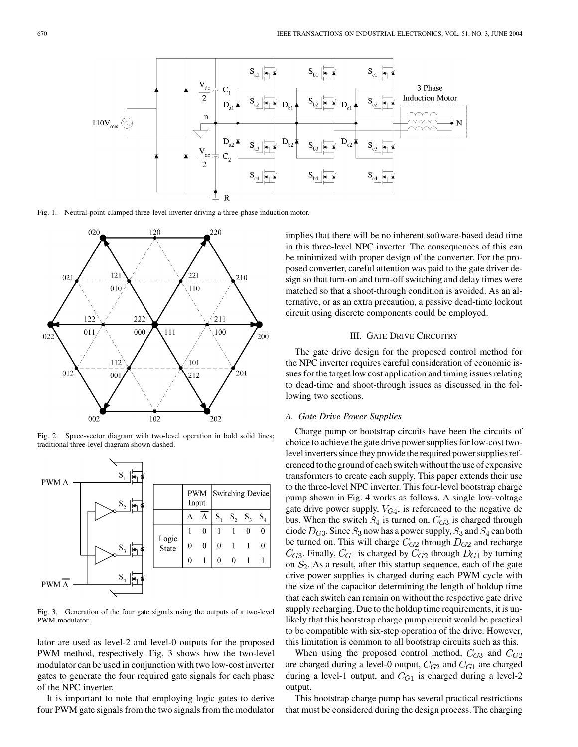Fig. 1. Neutral-point-clamped three-level inverter driving a three-phase induction motor.

Fig. 2. Space-vector diagram with two-level operation in bold solid lines; traditional three-level diagram shown dashed.

| | PWM Input | | Switching Device | | | |
|---|---|---|---|---|---|---|
| | A | $\overline{A}$ | $S_1$ | $S_2$ | $S_3$ | $S_4$ |
| Logic State | 1 | 0 | 1 | 1 | 0 | 0 |
| | 0 | 0 | 0 | 1 | 1 | 0 |
| | 0 | 1 | 0 | 0 | 1 | 1 |

Fig. 3. Generation of the four gate signals using the outputs of a two-level PWM modulator.

lator are used as level-2 and level-0 outputs for the proposed PWM method, respectively. Fig. 3 shows how the two-level modulator can be used in conjunction with two low-cost inverter gates to generate the four required gate signals for each phase of the NPC inverter.

It is important to note that employing logic gates to derive four PWM gate signals from the two signals from the modulator implies that there will be no inherent software-based dead time in this three-level NPC inverter. The consequences of this can be minimized with proper design of the converter. For the proposed converter, careful attention was paid to the gate driver design so that turn-on and turn-off switching and delay times were matched so that a shoot-through condition is avoided. As an alternative, or as an extra precaution, a passive dead-time lockout circuit using discrete components could be employed.

## III. Gate Drive Circuitry

The gate drive design for the proposed control method for the NPC inverter requires careful consideration of economic issues for the target low cost application and timing issues relating to dead-time and shoot-through issues as discussed in the following two sections.

### A. Gate Drive Power Supplies

Charge pump or bootstrap circuits have been the circuits of choice to achieve the gate drive power supplies for low-cost two-level inverters since they provide the required power supplies referenced to the ground of each switch without the use of expensive transformers to create each supply. This paper extends their use to the three-level NPC inverter. This four-level bootstrap charge pump shown in Fig. 4 works as follows. A single low-voltage gate drive power supply, $V_{G4}$, is referenced to the negative dc bus. When the switch $S_4$ is turned on, $C_{G3}$ is charged through diode $D_{G3}$. Since $S_3$ now has a power supply, $S_3$ and $S_4$ can both be turned on. This will charge $C_{G2}$ through $D_{G2}$ and recharge $C_{G3}$. Finally, $C_{G1}$ is charged by $C_{G2}$ through $D_{G1}$ by turning on $S_2$. As a result, after this startup sequence, each of the gate drive power supplies is charged during each PWM cycle with the size of the capacitor determining the length of holdup time that each switch can remain on without the respective gate drive supply recharging. Due to the holdup time requirements, it is unlikely that this bootstrap charge pump circuit would be practical to be compatible with six-step operation of the drive. However, this limitation is common to all bootstrap circuits such as this.

When using the proposed control method, $C_{G3}$ and $C_{G2}$ are charged during a level-0 output, $C_{G2}$ and $C_{G1}$ are charged during a level-1 output, and $C_{G1}$ is charged during a level-2 output.

This bootstrap charge pump has several practical restrictions that must be considered during the design process. The charging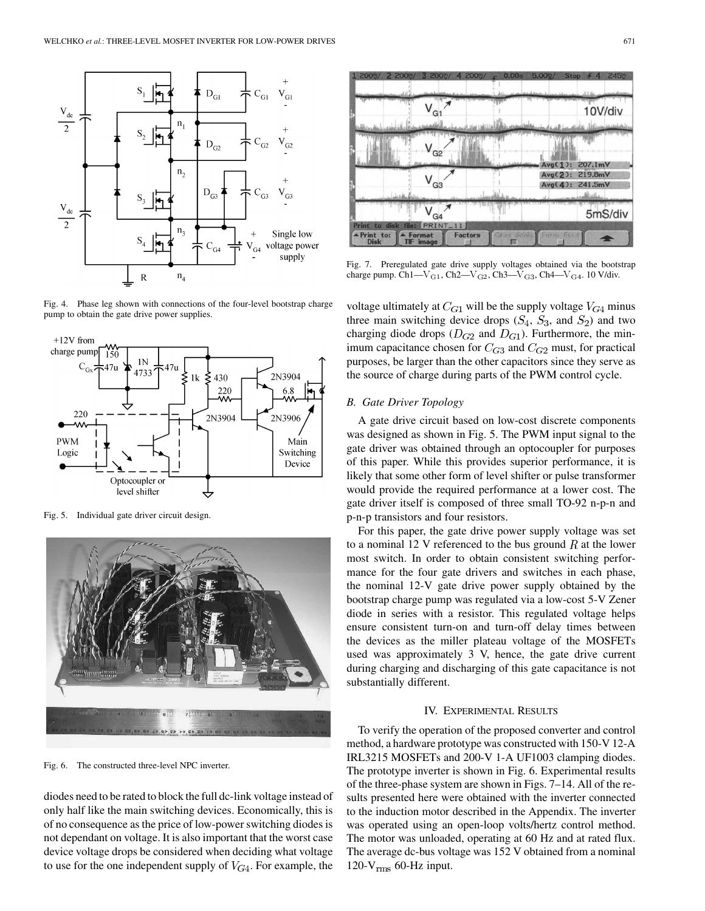Fig. 4. Phase leg shown with connections of the four-level bootstrap charge pump to obtain the gate drive power supplies.

Fig. 5. Individual gate driver circuit design.

Fig. 6. The constructed three-level NPC inverter.

diodes need to be rated to block the full dc-link voltage instead of only half like the main switching devices. Economically, this is of no consequence as the price of low-power switching diodes is not dependant on voltage. It is also important that the worst case device voltage drops be considered when deciding what voltage to use for the one independent supply of $V_{G4}$. For example, the

Fig. 7. Preregulated gate drive supply voltages obtained via the bootstrap charge pump. Ch1—$V_{G1}$, Ch2—$V_{G2}$, Ch3—$V_{G3}$, Ch4—$V_{G4}$. 10 V/div.

voltage ultimately at $C_{G1}$ will be the supply voltage $V_{G4}$ minus three main switching device drops ($S_4$, $S_3$, and $S_2$) and two charging diode drops ($D_{G2}$ and $D_{G1}$). Furthermore, the minimum capacitance chosen for $C_{G3}$ and $C_{G2}$ must, for practical purposes, be larger than the other capacitors since they serve as the source of charge during parts of the PWM control cycle.

### B. Gate Driver Topology

A gate drive circuit based on low-cost discrete components was designed as shown in Fig. 5. The PWM input signal to the gate driver was obtained through an optocoupler for purposes of this paper. While this provides superior performance, it is likely that some other form of level shifter or pulse transformer would provide the required performance at a lower cost. The gate driver itself is composed of three small TO-92 n-p-n and p-n-p transistors and four resistors.

For this paper, the gate drive power supply voltage was set to a nominal 12 V referenced to the bus ground $R$ at the lower most switch. In order to obtain consistent switching performance for the four gate drivers and switches in each phase, the nominal 12-V gate drive power supply obtained by the bootstrap charge pump was regulated via a low-cost 5-V Zener diode in series with a resistor. This regulated voltage helps ensure consistent turn-on and turn-off delay times between the devices as the miller plateau voltage of the MOSFETs used was approximately 3 V, hence, the gate drive current during charging and discharging of this gate capacitance is not substantially different.

## IV. Experimental Results

To verify the operation of the proposed converter and control method, a hardware prototype was constructed with 150-V 12-A IRL3215 MOSFETs and 200-V 1-A UF1003 clamping diodes. The prototype inverter is shown in Fig. 6. Experimental results of the three-phase system are shown in Figs. 7–14. All of the results presented here were obtained with the inverter connected to the induction motor described in the Appendix. The inverter was operated using an open-loop volts/hertz control method. The motor was unloaded, operating at 60 Hz and at rated flux. The average dc-bus voltage was 152 V obtained from a nominal 120-$V_{rms}$ 60-Hz input.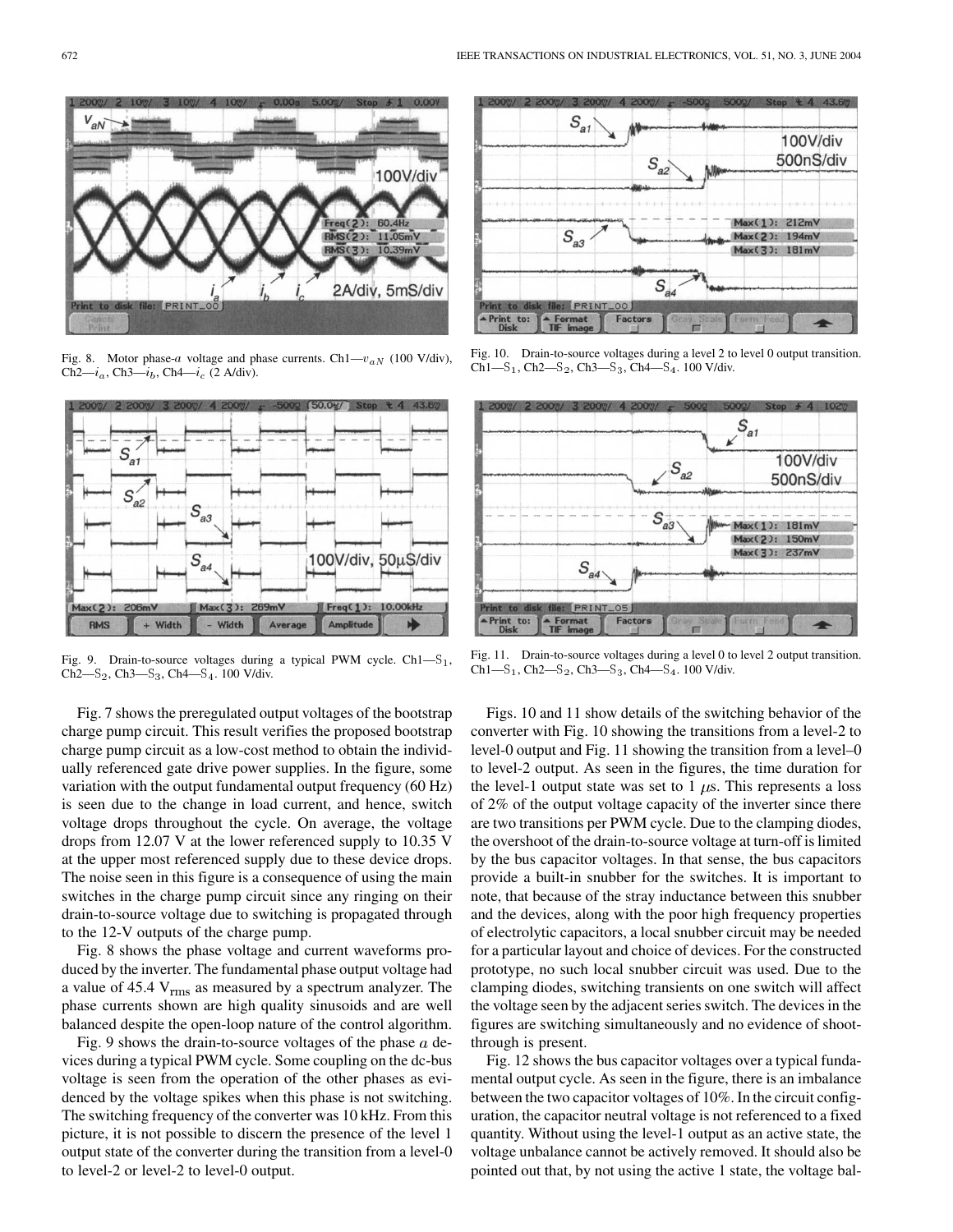Fig. 8. Motor phase-$a$ voltage and phase currents. Ch1—$v_{aN}$ (100 V/div), Ch2—$i_a$, Ch3—$i_b$, Ch4—$i_c$ (2 A/div).

Fig. 9. Drain-to-source voltages during a typical PWM cycle. Ch1—$S_1$, Ch2—$S_2$, Ch3—$S_3$, Ch4—$S_4$. 100 V/div.

Fig. 10. Drain-to-source voltages during a level 2 to level 0 output transition. Ch1—$S_1$, Ch2—$S_2$, Ch3—$S_3$, Ch4—$S_4$. 100 V/div.

Fig. 11. Drain-to-source voltages during a level 0 to level 2 output transition. Ch1—$S_1$, Ch2—$S_2$, Ch3—$S_3$, Ch4—$S_4$. 100 V/div.

Fig. 7 shows the preregulated output voltages of the bootstrap charge pump circuit. This result verifies the proposed bootstrap charge pump circuit as a low-cost method to obtain the individually referenced gate drive power supplies. In the figure, some variation with the output fundamental output frequency (60 Hz) is seen due to the change in load current, and hence, switch voltage drops throughout the cycle. On average, the voltage drops from 12.07 V at the lower referenced supply to 10.35 V at the upper most referenced supply due to these device drops. The noise seen in this figure is a consequence of using the main switches in the charge pump circuit since any ringing on their drain-to-source voltage due to switching is propagated through to the 12-V outputs of the charge pump.

Fig. 8 shows the phase voltage and current waveforms produced by the inverter. The fundamental phase output voltage had a value of 45.4 $V_{rms}$ as measured by a spectrum analyzer. The phase currents shown are high quality sinusoids and are well balanced despite the open-loop nature of the control algorithm.

Fig. 9 shows the drain-to-source voltages of the phase $a$ devices during a typical PWM cycle. Some coupling on the dc-bus voltage is seen from the operation of the other phases as evidenced by the voltage spikes when this phase is not switching. The switching frequency of the converter was 10 kHz. From this picture, it is not possible to discern the presence of the level 1 output state of the converter during the transition from a level-0 to level-2 or level-2 to level-0 output.

Figs. 10 and 11 show details of the switching behavior of the converter with Fig. 10 showing the transitions from a level-2 to level-0 output and Fig. 11 showing the transition from a level–0 to level-2 output. As seen in the figures, the time duration for the level-1 output state was set to 1 $\mu$s. This represents a loss of 2% of the output voltage capacity of the inverter since there are two transitions per PWM cycle. Due to the clamping diodes, the overshoot of the drain-to-source voltage at turn-off is limited by the bus capacitor voltages. In that sense, the bus capacitors provide a built-in snubber for the switches. It is important to note, that because of the stray inductance between this snubber and the devices, along with the poor high frequency properties of electrolytic capacitors, a local snubber circuit may be needed for a particular layout and choice of devices. For the constructed prototype, no such local snubber circuit was used. Due to the clamping diodes, switching transients on one switch will affect the voltage seen by the adjacent series switch. The devices in the figures are switching simultaneously and no evidence of shoot-through is present.

Fig. 12 shows the bus capacitor voltages over a typical fundamental output cycle. As seen in the figure, there is an imbalance between the two capacitor voltages of 10%. In the circuit configuration, the capacitor neutral voltage is not referenced to a fixed quantity. Without using the level-1 output as an active state, the voltage unbalance cannot be actively removed. It should also be pointed out that, by not using the active 1 state, the voltage bal-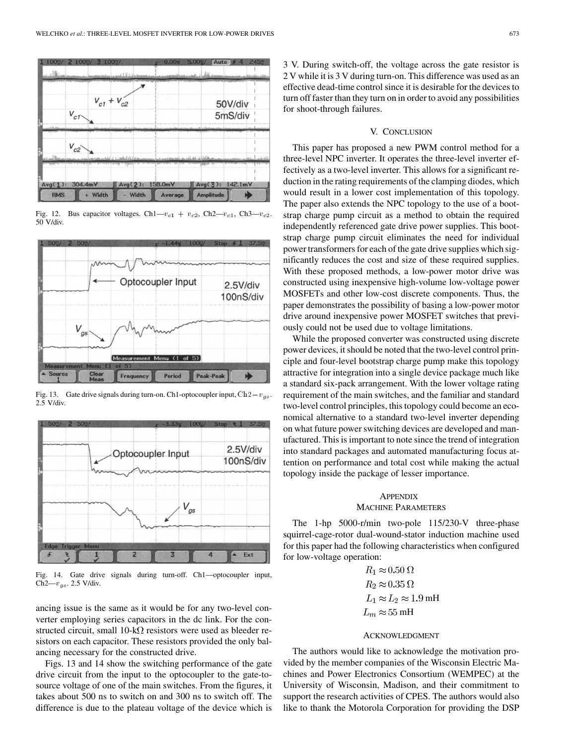Fig. 12. Bus capacitor voltages. Ch1—$v_{c1} + v_{c2}$, Ch2—$v_{c1}$, Ch3—$v_{c2}$. 50 V/div.

Fig. 13. Gate drive signals during turn-on. Ch1-optocoupler input, Ch2 — $v_{gs}$. 2.5 V/div.

Fig. 14. Gate drive signals during turn-off. Ch1—optocoupler input, Ch2—$v_{gs}$. 2.5 V/div.

ancing issue is the same as it would be for any two-level converter employing series capacitors in the dc link. For the constructed circuit, small 10-k$\Omega$ resistors were used as bleeder resistors on each capacitor. These resistors provided the only balancing necessary for the constructed drive.

Figs. 13 and 14 show the switching performance of the gate drive circuit from the input to the optocoupler to the gate-to-source voltage of one of the main switches. From the figures, it takes about 500 ns to switch on and 300 ns to switch off. The difference is due to the plateau voltage of the device which is 3 V. During switch-off, the voltage across the gate resistor is 2 V while it is 3 V during turn-on. This difference was used as an effective dead-time control since it is desirable for the devices to turn off faster than they turn on in order to avoid any possibilities for shoot-through failures.

## V. Conclusion

This paper has proposed a new PWM control method for a three-level NPC inverter. It operates the three-level inverter effectively as a two-level inverter. This allows for a significant reduction in the rating requirements of the clamping diodes, which would result in a lower cost implementation of this topology. The paper also extends the NPC topology to the use of a bootstrap charge pump circuit as a method to obtain the required independently referenced gate drive power supplies. This bootstrap charge pump circuit eliminates the need for individual power transformers for each of the gate drive supplies which significantly reduces the cost and size of these required supplies. With these proposed methods, a low-power motor drive was constructed using inexpensive high-volume low-voltage power MOSFETs and other low-cost discrete components. Thus, the paper demonstrates the possibility of basing a low-power motor drive around inexpensive power MOSFET switches that previously could not be used due to voltage limitations.

While the proposed converter was constructed using discrete power devices, it should be noted that the two-level control principle and four-level bootstrap charge pump make this topology attractive for integration into a single device package much like a standard six-pack arrangement. With the lower voltage rating requirement of the main switches, and the familiar and standard two-level control principles, this topology could become an economical alternative to a standard two-level inverter depending on what future power switching devices are developed and manufactured. This is important to note since the trend of integration into standard packages and automated manufacturing focus attention on performance and total cost while making the actual topology inside the package of lesser importance.

## Appendix
## Machine Parameters

The 1-hp 5000-r/min two-pole 115/230-V three-phase squirrel-cage-rotor dual-wound-stator induction machine used for this paper had the following characteristics when configured for low-voltage operation:

$$R_1 \approx 0.50\,\Omega$$
$$R_2 \approx 0.35\,\Omega$$
$$L_1 \approx L_2 \approx 1.9\text{ mH}$$
$$L_m \approx 55\text{ mH}$$

## Acknowledgment

The authors would like to acknowledge the motivation provided by the member companies of the Wisconsin Electric Machines and Power Electronics Consortium (WEMPEC) at the University of Wisconsin, Madison, and their commitment to support the research activities of CPES. The authors would also like to thank the Motorola Corporation for providing the DSP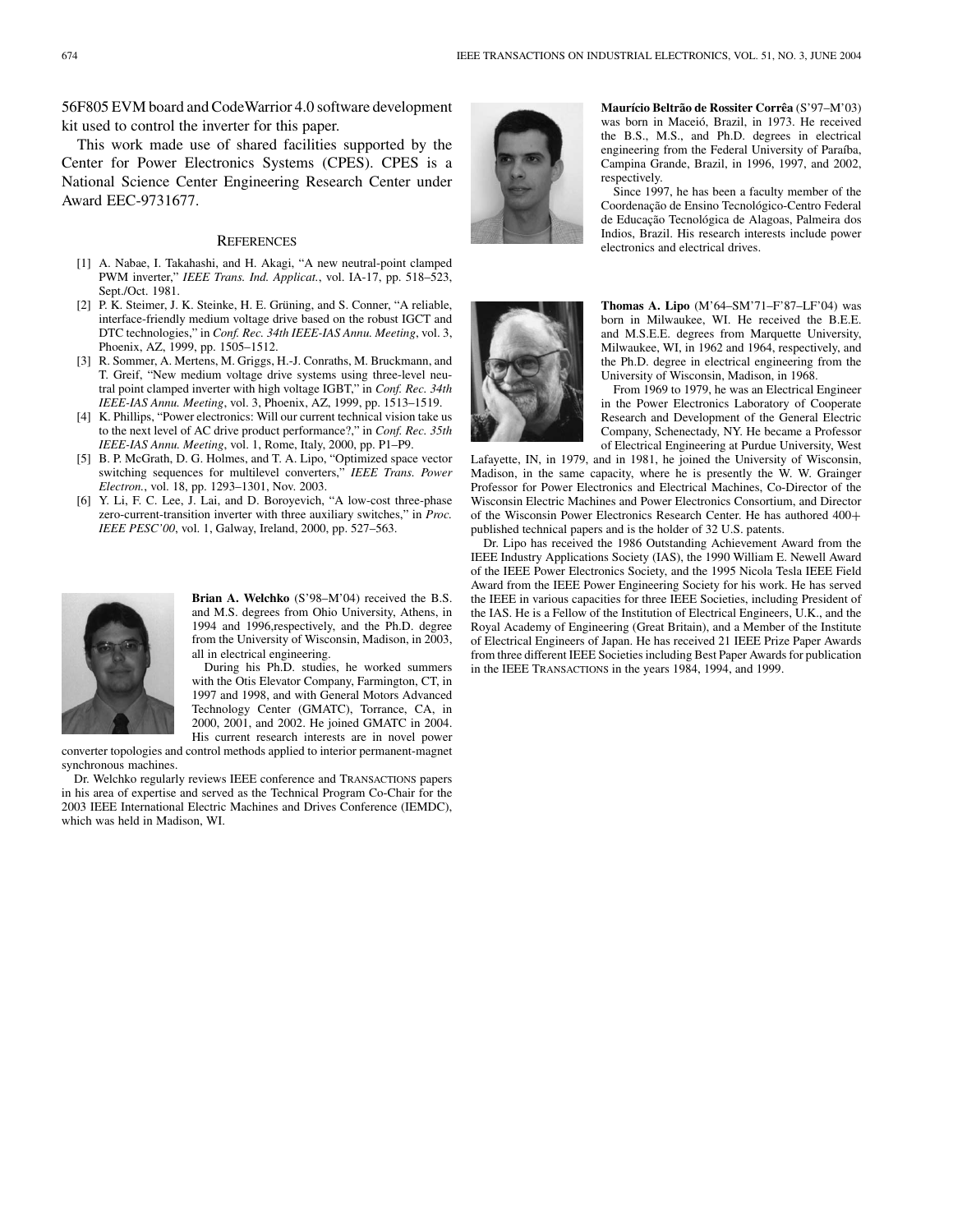56F805 EVM board and CodeWarrior 4.0 software development kit used to control the inverter for this paper.

This work made use of shared facilities supported by the Center for Power Electronics Systems (CPES). CPES is a National Science Center Engineering Research Center under Award EEC-9731677.

## REFERENCES

[1] A. Nabae, I. Takahashi, and H. Akagi, "A new neutral-point clamped PWM inverter," *IEEE Trans. Ind. Applicat.*, vol. IA-17, pp. 518–523, Sept./Oct. 1981.

[2] P. K. Steimer, J. K. Steinke, H. E. Grüning, and S. Conner, "A reliable, interface-friendly medium voltage drive based on the robust IGCT and DTC technologies," in *Conf. Rec. 34th IEEE-IAS Annu. Meeting*, vol. 3, Phoenix, AZ, 1999, pp. 1505–1512.

[3] R. Sommer, A. Mertens, M. Griggs, H.-J. Conraths, M. Bruckmann, and T. Greif, "New medium voltage drive systems using three-level neutral point clamped inverter with high voltage IGBT," in *Conf. Rec. 34th IEEE-IAS Annu. Meeting*, vol. 3, Phoenix, AZ, 1999, pp. 1513–1519.

[4] K. Phillips, "Power electronics: Will our current technical vision take us to the next level of AC drive product performance?," in *Conf. Rec. 35th IEEE-IAS Annu. Meeting*, vol. 1, Rome, Italy, 2000, pp. P1–P9.

[5] B. P. McGrath, D. G. Holmes, and T. A. Lipo, "Optimized space vector switching sequences for multilevel converters," *IEEE Trans. Power Electron.*, vol. 18, pp. 1293–1301, Nov. 2003.

[6] Y. Li, F. C. Lee, J. Lai, and D. Boroyevich, "A low-cost three-phase zero-current-transition inverter with three auxiliary switches," in *Proc. IEEE PESC'00*, vol. 1, Galway, Ireland, 2000, pp. 527–563.

**Brian A. Welchko** (S'98–M'04) received the B.S. and M.S. degrees from Ohio University, Athens, in 1994 and 1996,respectively, and the Ph.D. degree from the University of Wisconsin, Madison, in 2003, all in electrical engineering.

During his Ph.D. studies, he worked summers with the Otis Elevator Company, Farmington, CT, in 1997 and 1998, and with General Motors Advanced Technology Center (GMATC), Torrance, CA, in 2000, 2001, and 2002. He joined GMATC in 2004. His current research interests are in novel power converter topologies and control methods applied to interior permanent-magnet synchronous machines.

Dr. Welchko regularly reviews IEEE conference and TRANSACTIONS papers in his area of expertise and served as the Technical Program Co-Chair for the 2003 IEEE International Electric Machines and Drives Conference (IEMDC), which was held in Madison, WI.

**Maurício Beltrão de Rossiter Corrêa** (S'97–M'03) was born in Maceió, Brazil, in 1973. He received the B.S., M.S., and Ph.D. degrees in electrical engineering from the Federal University of Paraíba, Campina Grande, Brazil, in 1996, 1997, and 2002, respectively.

Since 1997, he has been a faculty member of the Coordenação de Ensino Tecnológico-Centro Federal de Educação Tecnológica de Alagoas, Palmeira dos Indios, Brazil. His research interests include power electronics and electrical drives.

**Thomas A. Lipo** (M'64–SM'71–F'87–LF'04) was born in Milwaukee, WI. He received the B.E.E. and M.S.E.E. degrees from Marquette University, Milwaukee, WI, in 1962 and 1964, respectively, and the Ph.D. degree in electrical engineering from the University of Wisconsin, Madison, in 1968.

From 1969 to 1979, he was an Electrical Engineer in the Power Electronics Laboratory of Cooperate Research and Development of the General Electric Company, Schenectady, NY. He became a Professor of Electrical Engineering at Purdue University, West Lafayette, IN, in 1979, and in 1981, he joined the University of Wisconsin, Madison, in the same capacity, where he is presently the W. W. Grainger Professor for Power Electronics and Electrical Machines, Co-Director of the Wisconsin Electric Machines and Power Electronics Consortium, and Director of the Wisconsin Power Electronics Research Center. He has authored 400+ published technical papers and is the holder of 32 U.S. patents.

Dr. Lipo has received the 1986 Outstanding Achievement Award from the IEEE Industry Applications Society (IAS), the 1990 William E. Newell Award of the IEEE Power Electronics Society, and the 1995 Nicola Tesla IEEE Field Award from the IEEE Power Engineering Society for his work. He has served the IEEE in various capacities for three IEEE Societies, including President of the IAS. He is a Fellow of the Institution of Electrical Engineers, U.K., and the Royal Academy of Engineering (Great Britain), and a Member of the Institute of Electrical Engineers of Japan. He has received 21 IEEE Prize Paper Awards from three different IEEE Societies including Best Paper Awards for publication in the IEEE TRANSACTIONS in the years 1984, 1994, and 1999.